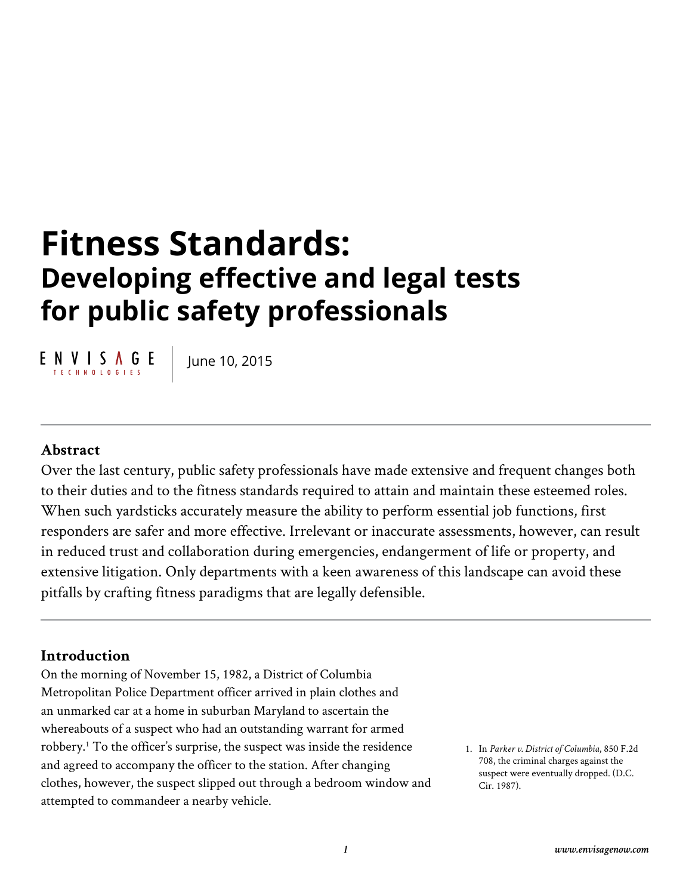# Fitness Standards:

## Developing effective and legal tests for public safety professionals

ENVISAGE TECHNOLOGIES | June 10, 2015

---

### Abstract

Over the last century, public safety professionals have made extensive and frequent changes both to their duties and to the fitness standards required to attain and maintain these esteemed roles. When such yardsticks accurately measure the ability to perform essential job functions, first responders are safer and more effective. Irrelevant or inaccurate assessments, however, can result in reduced trust and collaboration during emergencies, endangerment of life or property, and extensive litigation. Only departments with a keen awareness of this landscape can avoid these pitfalls by crafting fitness paradigms that are legally defensible.

---

### Introduction

On the morning of November 15, 1982, a District of Columbia Metropolitan Police Department officer arrived in plain clothes and an unmarked car at a home in suburban Maryland to ascertain the whereabouts of a suspect who had an outstanding warrant for armed robbery.[1] To the officer's surprise, the suspect was inside the residence and agreed to accompany the officer to the station. After changing clothes, however, the suspect slipped out through a bedroom window and attempted to commandeer a nearby vehicle.

1. In *Parker v. District of Columbia*, 850 F.2d 708, the criminal charges against the suspect were eventually dropped. (D.C. Cir. 1987).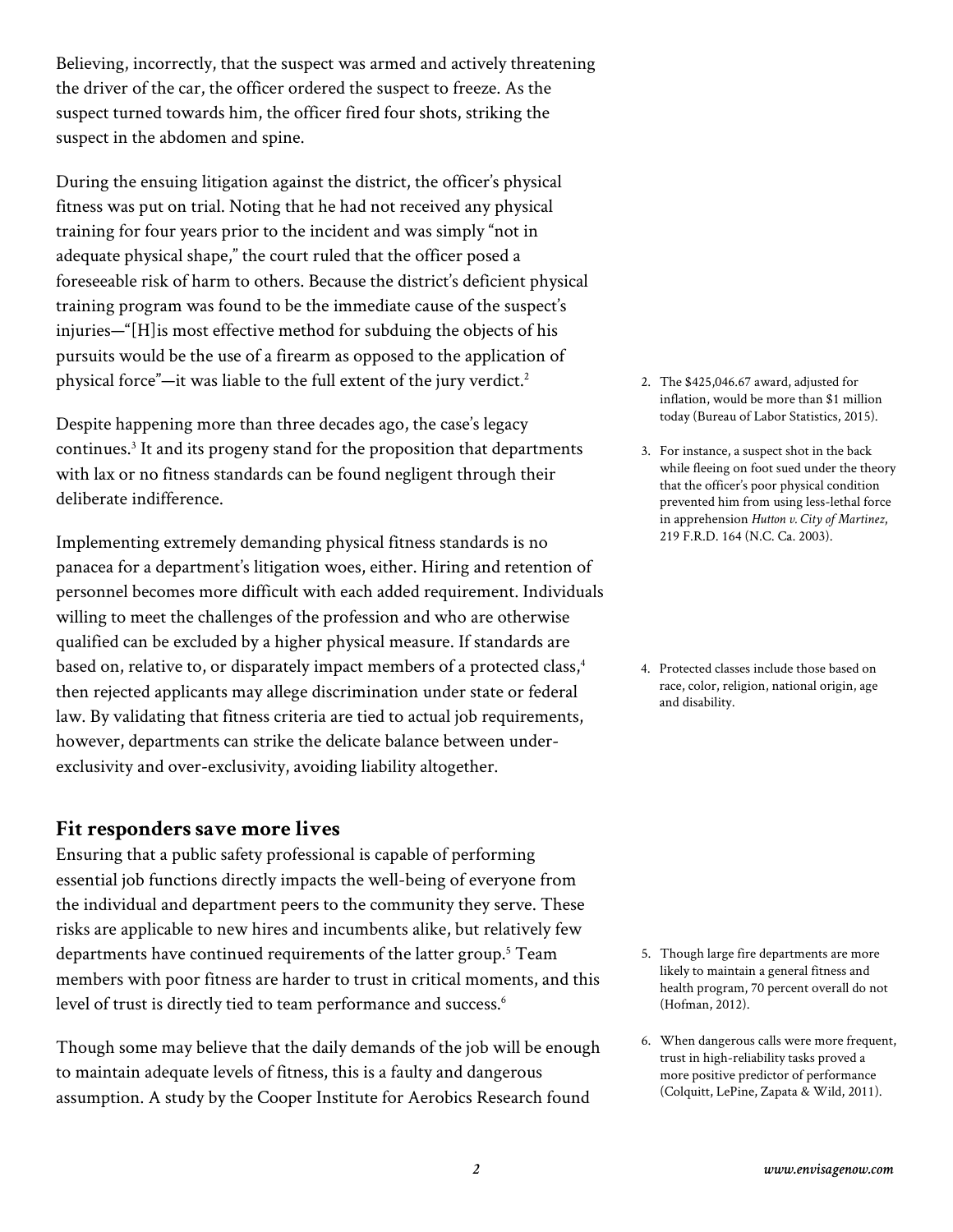Believing, incorrectly, that the suspect was armed and actively threatening the driver of the car, the officer ordered the suspect to freeze. As the suspect turned towards him, the officer fired four shots, striking the suspect in the abdomen and spine.

During the ensuing litigation against the district, the officer's physical fitness was put on trial. Noting that he had not received any physical training for four years prior to the incident and was simply "not in adequate physical shape," the court ruled that the officer posed a foreseeable risk of harm to others. Because the district's deficient physical training program was found to be the immediate cause of the suspect's injuries—"[H]is most effective method for subduing the objects of his pursuits would be the use of a firearm as opposed to the application of physical force"—it was liable to the full extent of the jury verdict.[2]

Despite happening more than three decades ago, the case's legacy continues.[3] It and its progeny stand for the proposition that departments with lax or no fitness standards can be found negligent through their deliberate indifference.

Implementing extremely demanding physical fitness standards is no panacea for a department's litigation woes, either. Hiring and retention of personnel becomes more difficult with each added requirement. Individuals willing to meet the challenges of the profession and who are otherwise qualified can be excluded by a higher physical measure. If standards are based on, relative to, or disparately impact members of a protected class,[4] then rejected applicants may allege discrimination under state or federal law. By validating that fitness criteria are tied to actual job requirements, however, departments can strike the delicate balance between under-exclusivity and over-exclusivity, avoiding liability altogether.

## Fit responders save more lives

Ensuring that a public safety professional is capable of performing essential job functions directly impacts the well-being of everyone from the individual and department peers to the community they serve. These risks are applicable to new hires and incumbents alike, but relatively few departments have continued requirements of the latter group.[5] Team members with poor fitness are harder to trust in critical moments, and this level of trust is directly tied to team performance and success.[6]

Though some may believe that the daily demands of the job will be enough to maintain adequate levels of fitness, this is a faulty and dangerous assumption. A study by the Cooper Institute for Aerobics Research found

2. The $425,046.67 award, adjusted for inflation, would be more than $1 million today (Bureau of Labor Statistics, 2015).

3. For instance, a suspect shot in the back while fleeing on foot sued under the theory that the officer's poor physical condition prevented him from using less-lethal force in apprehension *Hutton v. City of Martinez*, 219 F.R.D. 164 (N.C. Ca. 2003).

4. Protected classes include those based on race, color, religion, national origin, age and disability.

5. Though large fire departments are more likely to maintain a general fitness and health program, 70 percent overall do not (Hofman, 2012).

6. When dangerous calls were more frequent, trust in high-reliability tasks proved a more positive predictor of performance (Colquitt, LePine, Zapata & Wild, 2011).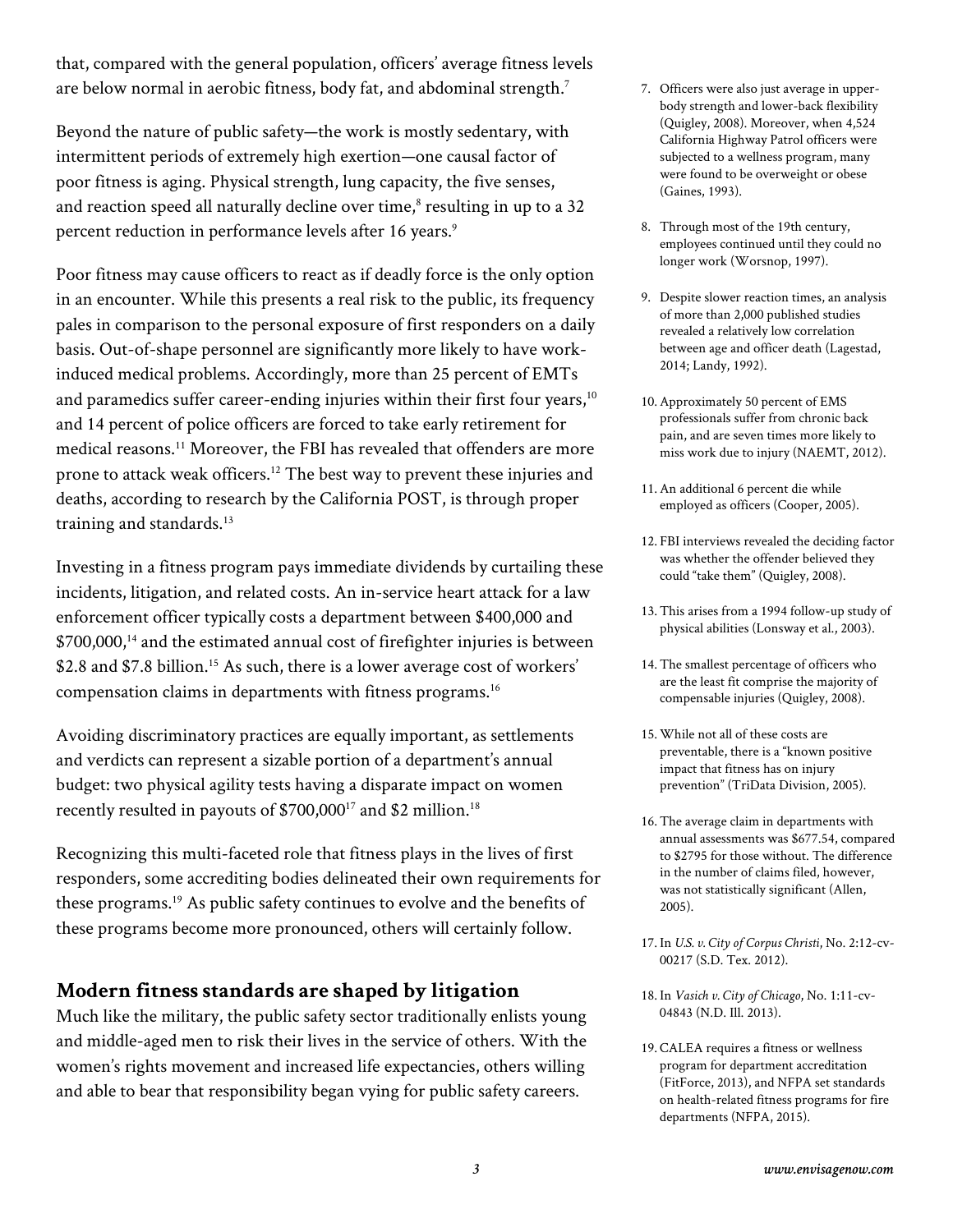that, compared with the general population, officers' average fitness levels are below normal in aerobic fitness, body fat, and abdominal strength.[7]

Beyond the nature of public safety—the work is mostly sedentary, with intermittent periods of extremely high exertion—one causal factor of poor fitness is aging. Physical strength, lung capacity, the five senses, and reaction speed all naturally decline over time,[8] resulting in up to a 32 percent reduction in performance levels after 16 years.[9]

Poor fitness may cause officers to react as if deadly force is the only option in an encounter. While this presents a real risk to the public, its frequency pales in comparison to the personal exposure of first responders on a daily basis. Out-of-shape personnel are significantly more likely to have work-induced medical problems. Accordingly, more than 25 percent of EMTs and paramedics suffer career-ending injuries within their first four years,[10] and 14 percent of police officers are forced to take early retirement for medical reasons.[11] Moreover, the FBI has revealed that offenders are more prone to attack weak officers.[12] The best way to prevent these injuries and deaths, according to research by the California POST, is through proper training and standards.[13]

Investing in a fitness program pays immediate dividends by curtailing these incidents, litigation, and related costs. An in-service heart attack for a law enforcement officer typically costs a department between $400,000 and $700,000,[14] and the estimated annual cost of firefighter injuries is between $2.8 and $7.8 billion.[15] As such, there is a lower average cost of workers' compensation claims in departments with fitness programs.[16]

Avoiding discriminatory practices are equally important, as settlements and verdicts can represent a sizable portion of a department's annual budget: two physical agility tests having a disparate impact on women recently resulted in payouts of $700,000[17] and $2 million.[18]

Recognizing this multi-faceted role that fitness plays in the lives of first responders, some accrediting bodies delineated their own requirements for these programs.[19] As public safety continues to evolve and the benefits of these programs become more pronounced, others will certainly follow.

## Modern fitness standards are shaped by litigation

Much like the military, the public safety sector traditionally enlists young and middle-aged men to risk their lives in the service of others. With the women's rights movement and increased life expectancies, others willing and able to bear that responsibility began vying for public safety careers.

7. Officers were also just average in upper-body strength and lower-back flexibility (Quigley, 2008). Moreover, when 4,524 California Highway Patrol officers were subjected to a wellness program, many were found to be overweight or obese (Gaines, 1993).

8. Through most of the 19th century, employees continued until they could no longer work (Worsnop, 1997).

9. Despite slower reaction times, an analysis of more than 2,000 published studies revealed a relatively low correlation between age and officer death (Lagestad, 2014; Landy, 1992).

10. Approximately 50 percent of EMS professionals suffer from chronic back pain, and are seven times more likely to miss work due to injury (NAEMT, 2012).

11. An additional 6 percent die while employed as officers (Cooper, 2005).

12. FBI interviews revealed the deciding factor was whether the offender believed they could "take them" (Quigley, 2008).

13. This arises from a 1994 follow-up study of physical abilities (Lonsway et al., 2003).

14. The smallest percentage of officers who are the least fit comprise the majority of compensable injuries (Quigley, 2008).

15. While not all of these costs are preventable, there is a "known positive impact that fitness has on injury prevention" (TriData Division, 2005).

16. The average claim in departments with annual assessments was $677.54, compared to $2795 for those without. The difference in the number of claims filed, however, was not statistically significant (Allen, 2005).

17. In *U.S. v. City of Corpus Christi*, No. 2:12-cv-00217 (S.D. Tex. 2012).

18. In *Vasich v. City of Chicago*, No. 1:11-cv-04843 (N.D. Ill. 2013).

19. CALEA requires a fitness or wellness program for department accreditation (FitForce, 2013), and NFPA set standards on health-related fitness programs for fire departments (NFPA, 2015).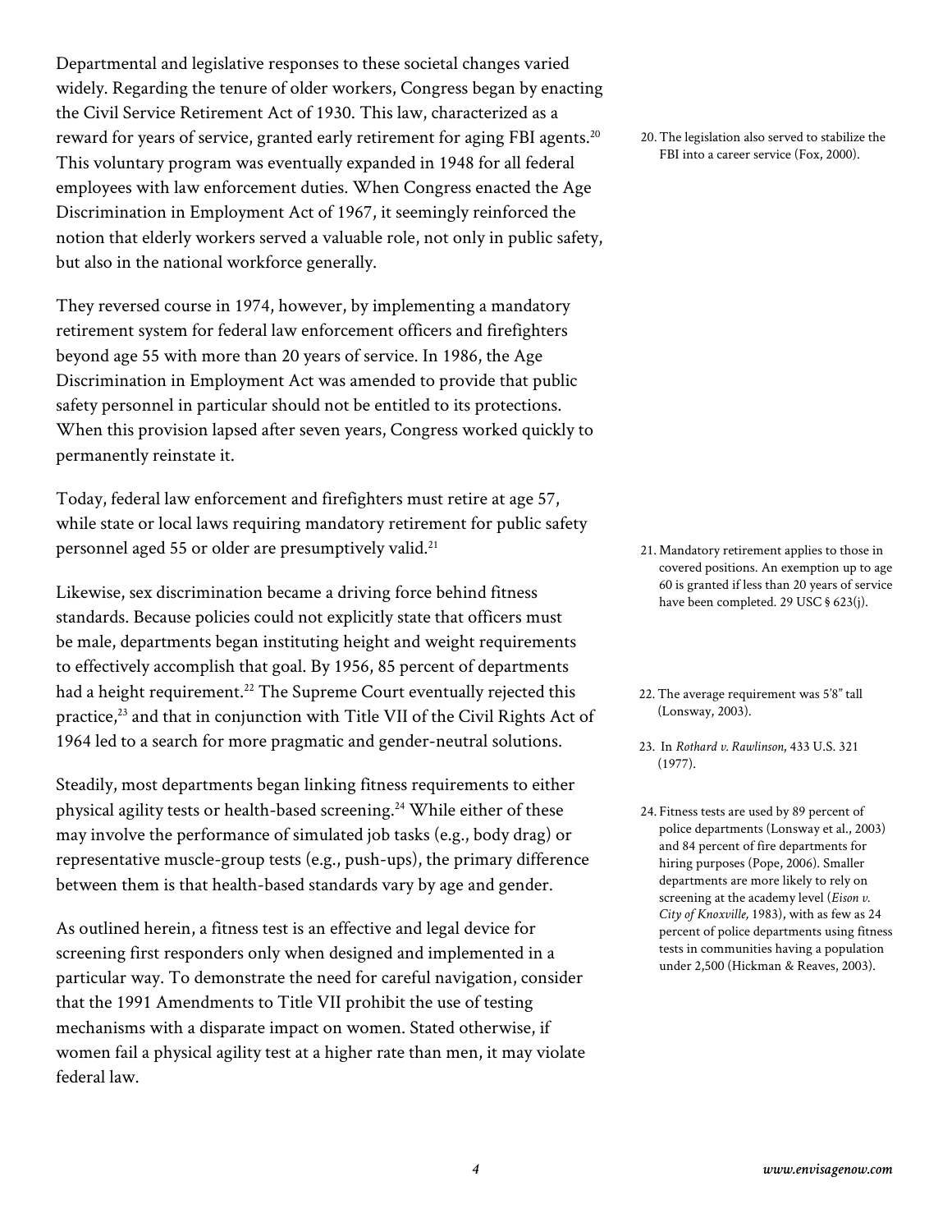Departmental and legislative responses to these societal changes varied widely. Regarding the tenure of older workers, Congress began by enacting the Civil Service Retirement Act of 1930. This law, characterized as a reward for years of service, granted early retirement for aging FBI agents.[20] This voluntary program was eventually expanded in 1948 for all federal employees with law enforcement duties. When Congress enacted the Age Discrimination in Employment Act of 1967, it seemingly reinforced the notion that elderly workers served a valuable role, not only in public safety, but also in the national workforce generally.

They reversed course in 1974, however, by implementing a mandatory retirement system for federal law enforcement officers and firefighters beyond age 55 with more than 20 years of service. In 1986, the Age Discrimination in Employment Act was amended to provide that public safety personnel in particular should not be entitled to its protections. When this provision lapsed after seven years, Congress worked quickly to permanently reinstate it.

Today, federal law enforcement and firefighters must retire at age 57, while state or local laws requiring mandatory retirement for public safety personnel aged 55 or older are presumptively valid.[21]

Likewise, sex discrimination became a driving force behind fitness standards. Because policies could not explicitly state that officers must be male, departments began instituting height and weight requirements to effectively accomplish that goal. By 1956, 85 percent of departments had a height requirement.[22] The Supreme Court eventually rejected this practice,[23] and that in conjunction with Title VII of the Civil Rights Act of 1964 led to a search for more pragmatic and gender-neutral solutions.

Steadily, most departments began linking fitness requirements to either physical agility tests or health-based screening.[24] While either of these may involve the performance of simulated job tasks (e.g., body drag) or representative muscle-group tests (e.g., push-ups), the primary difference between them is that health-based standards vary by age and gender.

As outlined herein, a fitness test is an effective and legal device for screening first responders only when designed and implemented in a particular way. To demonstrate the need for careful navigation, consider that the 1991 Amendments to Title VII prohibit the use of testing mechanisms with a disparate impact on women. Stated otherwise, if women fail a physical agility test at a higher rate than men, it may violate federal law.

20. The legislation also served to stabilize the FBI into a career service (Fox, 2000).

21. Mandatory retirement applies to those in covered positions. An exemption up to age 60 is granted if less than 20 years of service have been completed. 29 USC § 623(j).

22. The average requirement was 5'8" tall (Lonsway, 2003).

23. In *Rothard v. Rawlinson*, 433 U.S. 321 (1977).

24. Fitness tests are used by 89 percent of police departments (Lonsway et al., 2003) and 84 percent of fire departments for hiring purposes (Pope, 2006). Smaller departments are more likely to rely on screening at the academy level (*Eison v. City of Knoxville*, 1983), with as few as 24 percent of police departments using fitness tests in communities having a population under 2,500 (Hickman & Reaves, 2003).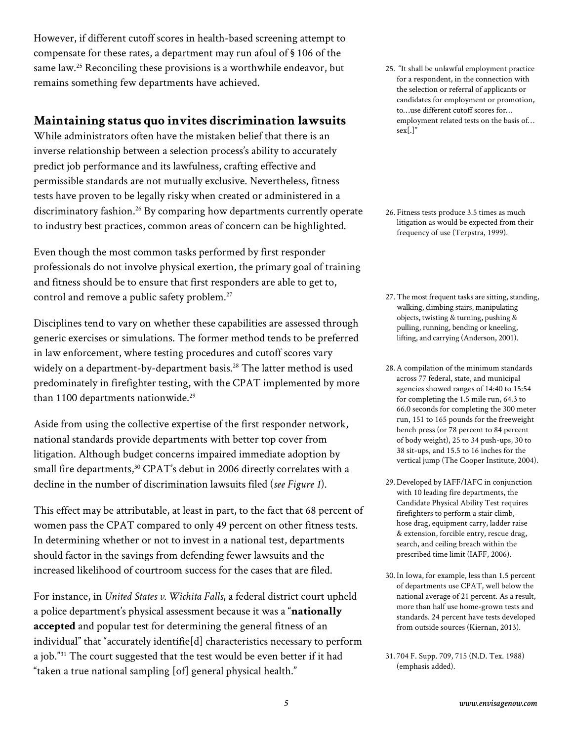However, if different cutoff scores in health-based screening attempt to compensate for these rates, a department may run afoul of § 106 of the same law.[25] Reconciling these provisions is a worthwhile endeavor, but remains something few departments have achieved.

## Maintaining status quo invites discrimination lawsuits

While administrators often have the mistaken belief that there is an inverse relationship between a selection process's ability to accurately predict job performance and its lawfulness, crafting effective and permissible standards are not mutually exclusive. Nevertheless, fitness tests have proven to be legally risky when created or administered in a discriminatory fashion.[26] By comparing how departments currently operate to industry best practices, common areas of concern can be highlighted.

Even though the most common tasks performed by first responder professionals do not involve physical exertion, the primary goal of training and fitness should be to ensure that first responders are able to get to, control and remove a public safety problem.[27]

Disciplines tend to vary on whether these capabilities are assessed through generic exercises or simulations. The former method tends to be preferred in law enforcement, where testing procedures and cutoff scores vary widely on a department-by-department basis.[28] The latter method is used predominately in firefighter testing, with the CPAT implemented by more than 1100 departments nationwide.[29]

Aside from using the collective expertise of the first responder network, national standards provide departments with better top cover from litigation. Although budget concerns impaired immediate adoption by small fire departments,[30] CPAT's debut in 2006 directly correlates with a decline in the number of discrimination lawsuits filed (*see Figure 1*).

This effect may be attributable, at least in part, to the fact that 68 percent of women pass the CPAT compared to only 49 percent on other fitness tests. In determining whether or not to invest in a national test, departments should factor in the savings from defending fewer lawsuits and the increased likelihood of courtroom success for the cases that are filed.

For instance, in *United States v. Wichita Falls*, a federal district court upheld a police department's physical assessment because it was a "**nationally accepted** and popular test for determining the general fitness of an individual" that "accurately identifie[d] characteristics necessary to perform a job."[31] The court suggested that the test would be even better if it had "taken a true national sampling [of] general physical health."

---

25. "It shall be unlawful employment practice for a respondent, in the connection with the selection or referral of applicants or candidates for employment or promotion, to…use different cutoff scores for… employment related tests on the basis of… sex[.]"

26. Fitness tests produce 3.5 times as much litigation as would be expected from their frequency of use (Terpstra, 1999).

27. The most frequent tasks are sitting, standing, walking, climbing stairs, manipulating objects, twisting & turning, pushing & pulling, running, bending or kneeling, lifting, and carrying (Anderson, 2001).

28. A compilation of the minimum standards across 77 federal, state, and municipal agencies showed ranges of 14:40 to 15:54 for completing the 1.5 mile run, 64.3 to 66.0 seconds for completing the 300 meter run, 151 to 165 pounds for the freeweight bench press (or 78 percent to 84 percent of body weight), 25 to 34 push-ups, 30 to 38 sit-ups, and 15.5 to 16 inches for the vertical jump (The Cooper Institute, 2004).

29. Developed by IAFF/IAFC in conjunction with 10 leading fire departments, the Candidate Physical Ability Test requires firefighters to perform a stair climb, hose drag, equipment carry, ladder raise & extension, forcible entry, rescue drag, search, and ceiling breach within the prescribed time limit (IAFF, 2006).

30. In Iowa, for example, less than 1.5 percent of departments use CPAT, well below the national average of 21 percent. As a result, more than half use home-grown tests and standards. 24 percent have tests developed from outside sources (Kiernan, 2013).

31. 704 F. Supp. 709, 715 (N.D. Tex. 1988) (emphasis added).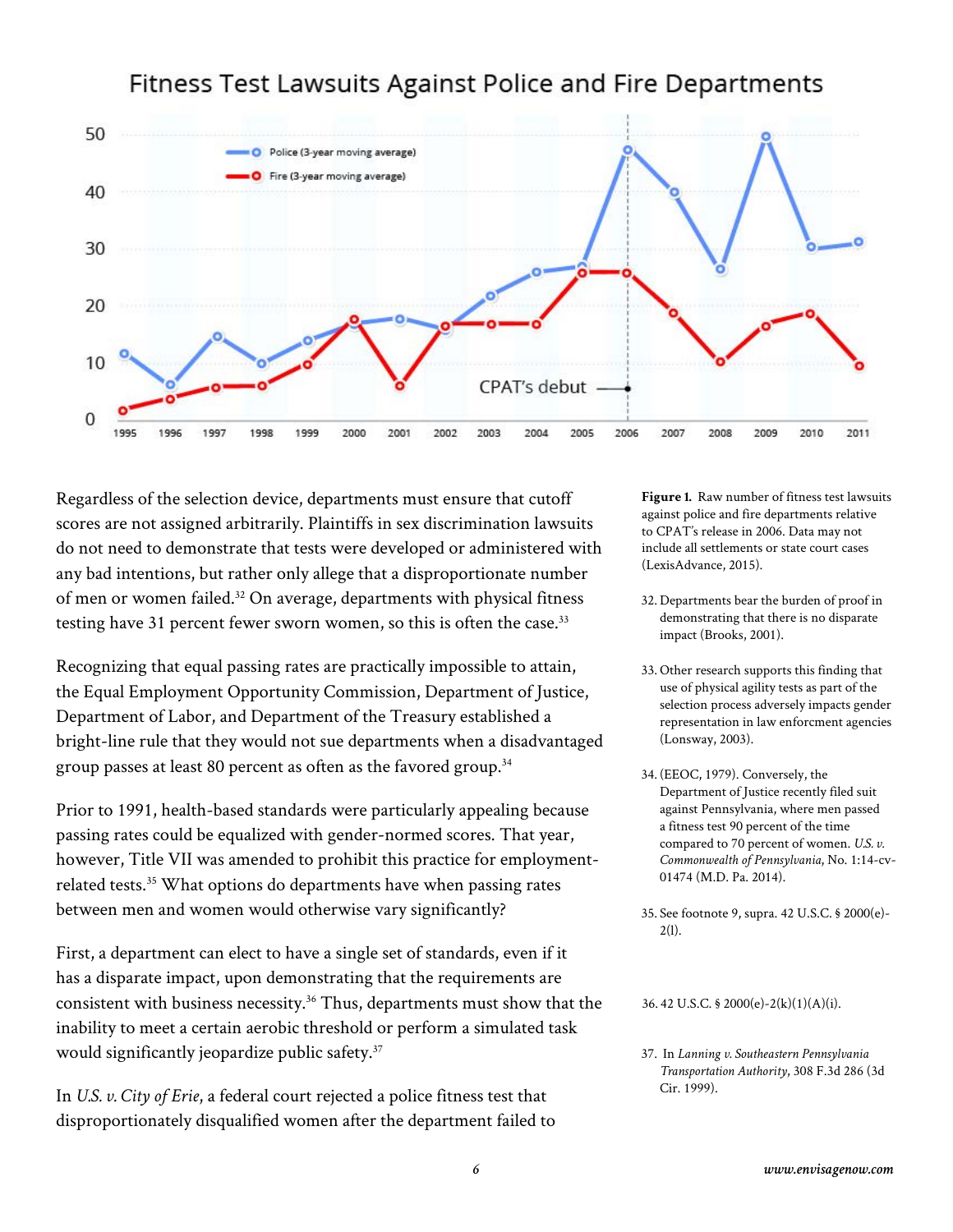## Fitness Test Lawsuits Against Police and Fire Departments

Regardless of the selection device, departments must ensure that cutoff scores are not assigned arbitrarily. Plaintiffs in sex discrimination lawsuits do not need to demonstrate that tests were developed or administered with any bad intentions, but rather only allege that a disproportionate number of men or women failed.[32] On average, departments with physical fitness testing have 31 percent fewer sworn women, so this is often the case.[33]

Recognizing that equal passing rates are practically impossible to attain, the Equal Employment Opportunity Commission, Department of Justice, Department of Labor, and Department of the Treasury established a bright-line rule that they would not sue departments when a disadvantaged group passes at least 80 percent as often as the favored group.[34]

Prior to 1991, health-based standards were particularly appealing because passing rates could be equalized with gender-normed scores. That year, however, Title VII was amended to prohibit this practice for employment-related tests.[35] What options do departments have when passing rates between men and women would otherwise vary significantly?

First, a department can elect to have a single set of standards, even if it has a disparate impact, upon demonstrating that the requirements are consistent with business necessity.[36] Thus, departments must show that the inability to meet a certain aerobic threshold or perform a simulated task would significantly jeopardize public safety.[37]

In *U.S. v. City of Erie*, a federal court rejected a police fitness test that disproportionately disqualified women after the department failed to

**Figure 1.** Raw number of fitness test lawsuits against police and fire departments relative to CPAT's release in 2006. Data may not include all settlements or state court cases (LexisAdvance, 2015).

32. Departments bear the burden of proof in demonstrating that there is no disparate impact (Brooks, 2001).

33. Other research supports this finding that use of physical agility tests as part of the selection process adversely impacts gender representation in law enforcment agencies (Lonsway, 2003).

34. (EEOC, 1979). Conversely, the Department of Justice recently filed suit against Pennsylvania, where men passed a fitness test 90 percent of the time compared to 70 percent of women. *U.S. v. Commonwealth of Pennsylvania*, No. 1:14-cv-01474 (M.D. Pa. 2014).

35. See footnote 9, supra. 42 U.S.C. § 2000(e)-2(l).

36. 42 U.S.C. § 2000(e)-2(k)(1)(A)(i).

37. In *Lanning v. Southeastern Pennsylvania Transportation Authority*, 308 F.3d 286 (3d Cir. 1999).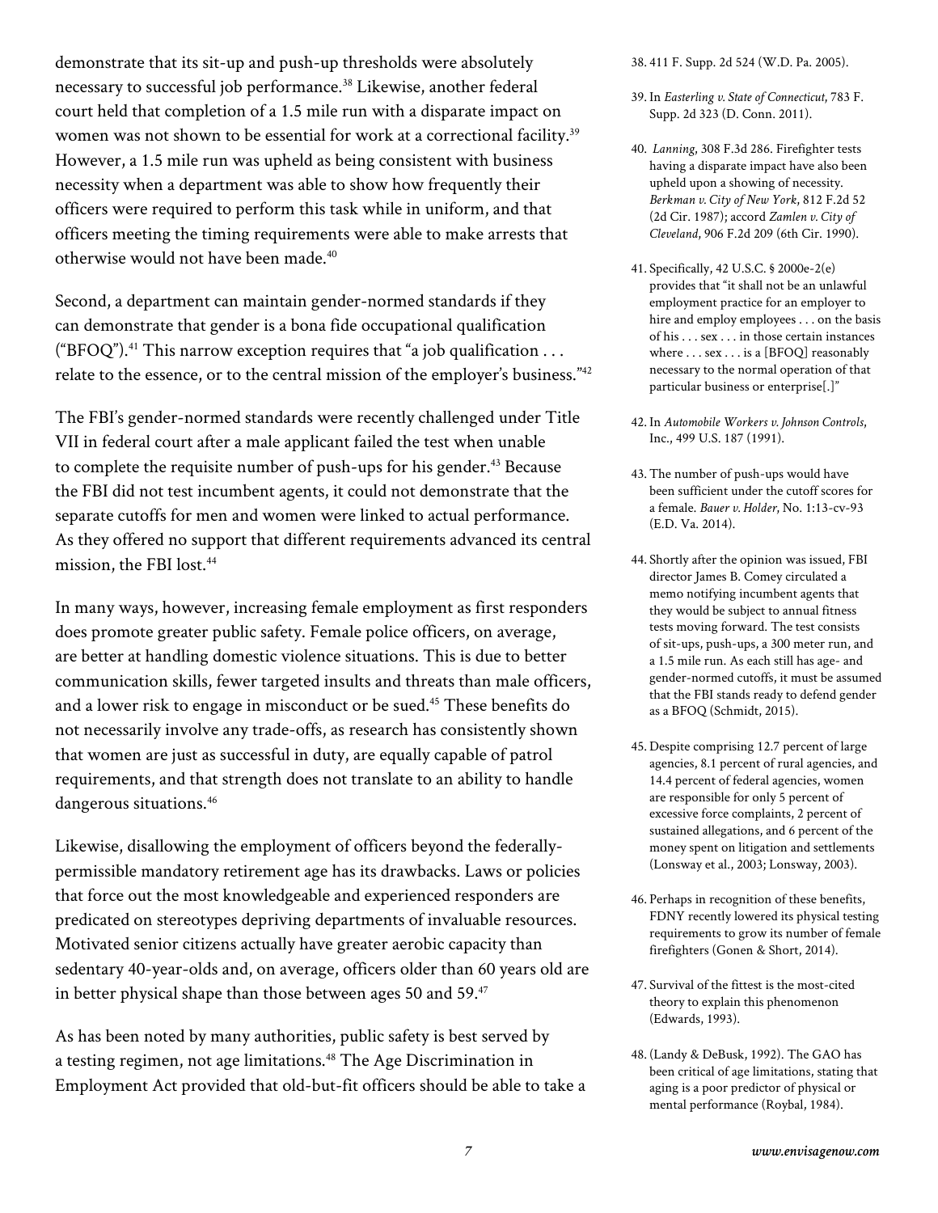demonstrate that its sit-up and push-up thresholds were absolutely necessary to successful job performance.[38] Likewise, another federal court held that completion of a 1.5 mile run with a disparate impact on women was not shown to be essential for work at a correctional facility.[39] However, a 1.5 mile run was upheld as being consistent with business necessity when a department was able to show how frequently their officers were required to perform this task while in uniform, and that officers meeting the timing requirements were able to make arrests that otherwise would not have been made.[40]

Second, a department can maintain gender-normed standards if they can demonstrate that gender is a bona fide occupational qualification ("BFOQ").[41] This narrow exception requires that "a job qualification . . . relate to the essence, or to the central mission of the employer's business."[42]

The FBI's gender-normed standards were recently challenged under Title VII in federal court after a male applicant failed the test when unable to complete the requisite number of push-ups for his gender.[43] Because the FBI did not test incumbent agents, it could not demonstrate that the separate cutoffs for men and women were linked to actual performance. As they offered no support that different requirements advanced its central mission, the FBI lost.[44]

In many ways, however, increasing female employment as first responders does promote greater public safety. Female police officers, on average, are better at handling domestic violence situations. This is due to better communication skills, fewer targeted insults and threats than male officers, and a lower risk to engage in misconduct or be sued.[45] These benefits do not necessarily involve any trade-offs, as research has consistently shown that women are just as successful in duty, are equally capable of patrol requirements, and that strength does not translate to an ability to handle dangerous situations.[46]

Likewise, disallowing the employment of officers beyond the federally-permissible mandatory retirement age has its drawbacks. Laws or policies that force out the most knowledgeable and experienced responders are predicated on stereotypes depriving departments of invaluable resources. Motivated senior citizens actually have greater aerobic capacity than sedentary 40-year-olds and, on average, officers older than 60 years old are in better physical shape than those between ages 50 and 59.[47]

As has been noted by many authorities, public safety is best served by a testing regimen, not age limitations.[48] The Age Discrimination in Employment Act provided that old-but-fit officers should be able to take a

38. 411 F. Supp. 2d 524 (W.D. Pa. 2005).

39. In *Easterling v. State of Connecticut*, 783 F. Supp. 2d 323 (D. Conn. 2011).

40. *Lanning*, 308 F.3d 286. Firefighter tests having a disparate impact have also been upheld upon a showing of necessity. *Berkman v. City of New York*, 812 F.2d 52 (2d Cir. 1987); accord *Zamlen v. City of Cleveland*, 906 F.2d 209 (6th Cir. 1990).

41. Specifically, 42 U.S.C. § 2000e-2(e) provides that "it shall not be an unlawful employment practice for an employer to hire and employ employees . . . on the basis of his . . . sex . . . in those certain instances where . . . sex . . . is a [BFOQ] reasonably necessary to the normal operation of that particular business or enterprise[.]"

42. In *Automobile Workers v. Johnson Controls*, Inc., 499 U.S. 187 (1991).

43. The number of push-ups would have been sufficient under the cutoff scores for a female. *Bauer v. Holder*, No. 1:13-cv-93 (E.D. Va. 2014).

44. Shortly after the opinion was issued, FBI director James B. Comey circulated a memo notifying incumbent agents that they would be subject to annual fitness tests moving forward. The test consists of sit-ups, push-ups, a 300 meter run, and a 1.5 mile run. As each still has age- and gender-normed cutoffs, it must be assumed that the FBI stands ready to defend gender as a BFOQ (Schmidt, 2015).

45. Despite comprising 12.7 percent of large agencies, 8.1 percent of rural agencies, and 14.4 percent of federal agencies, women are responsible for only 5 percent of excessive force complaints, 2 percent of sustained allegations, and 6 percent of the money spent on litigation and settlements (Lonsway et al., 2003; Lonsway, 2003).

46. Perhaps in recognition of these benefits, FDNY recently lowered its physical testing requirements to grow its number of female firefighters (Gonen & Short, 2014).

47. Survival of the fittest is the most-cited theory to explain this phenomenon (Edwards, 1993).

48. (Landy & DeBusk, 1992). The GAO has been critical of age limitations, stating that aging is a poor predictor of physical or mental performance (Roybal, 1984).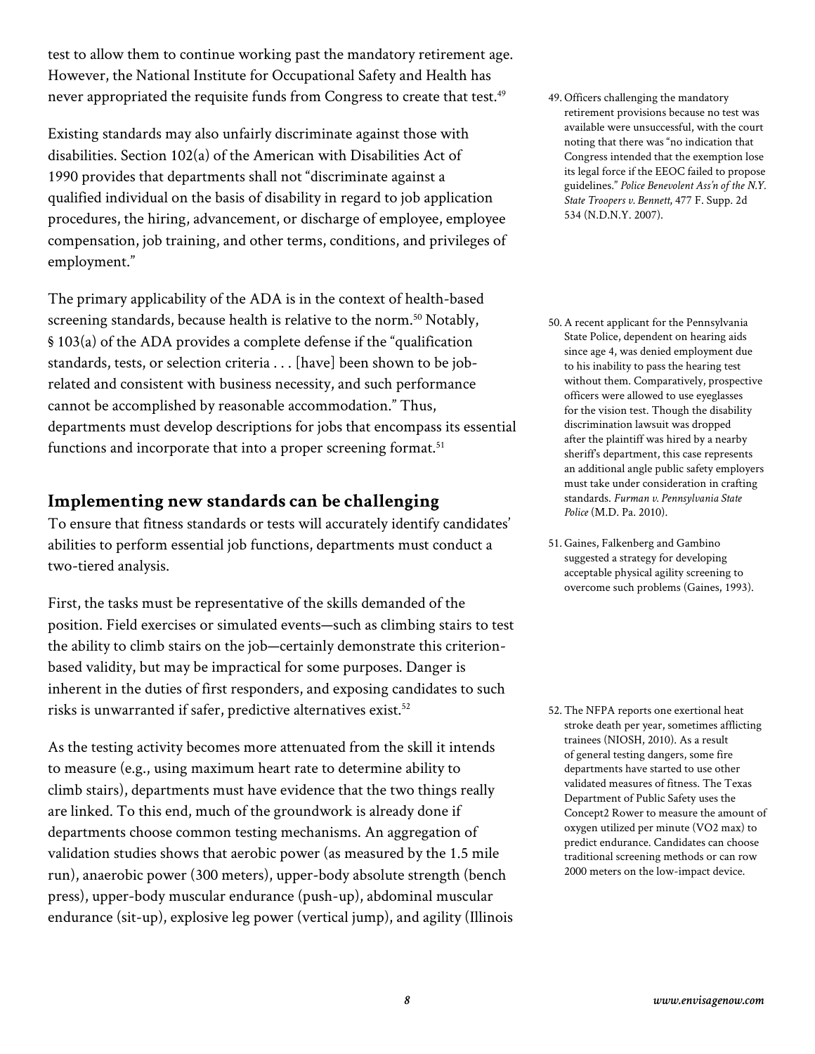test to allow them to continue working past the mandatory retirement age. However, the National Institute for Occupational Safety and Health has never appropriated the requisite funds from Congress to create that test.[49]

Existing standards may also unfairly discriminate against those with disabilities. Section 102(a) of the American with Disabilities Act of 1990 provides that departments shall not "discriminate against a qualified individual on the basis of disability in regard to job application procedures, the hiring, advancement, or discharge of employee, employee compensation, job training, and other terms, conditions, and privileges of employment."

The primary applicability of the ADA is in the context of health-based screening standards, because health is relative to the norm.[50] Notably, § 103(a) of the ADA provides a complete defense if the "qualification standards, tests, or selection criteria . . . [have] been shown to be job-related and consistent with business necessity, and such performance cannot be accomplished by reasonable accommodation." Thus, departments must develop descriptions for jobs that encompass its essential functions and incorporate that into a proper screening format.[51]

## Implementing new standards can be challenging

To ensure that fitness standards or tests will accurately identify candidates' abilities to perform essential job functions, departments must conduct a two-tiered analysis.

First, the tasks must be representative of the skills demanded of the position. Field exercises or simulated events—such as climbing stairs to test the ability to climb stairs on the job—certainly demonstrate this criterion-based validity, but may be impractical for some purposes. Danger is inherent in the duties of first responders, and exposing candidates to such risks is unwarranted if safer, predictive alternatives exist.[52]

As the testing activity becomes more attenuated from the skill it intends to measure (e.g., using maximum heart rate to determine ability to climb stairs), departments must have evidence that the two things really are linked. To this end, much of the groundwork is already done if departments choose common testing mechanisms. An aggregation of validation studies shows that aerobic power (as measured by the 1.5 mile run), anaerobic power (300 meters), upper-body absolute strength (bench press), upper-body muscular endurance (push-up), abdominal muscular endurance (sit-up), explosive leg power (vertical jump), and agility (Illinois

49. Officers challenging the mandatory retirement provisions because no test was available were unsuccessful, with the court noting that there was "no indication that Congress intended that the exemption lose its legal force if the EEOC failed to propose guidelines." *Police Benevolent Ass'n of the N.Y. State Troopers v. Bennett*, 477 F. Supp. 2d 534 (N.D.N.Y. 2007).

50. A recent applicant for the Pennsylvania State Police, dependent on hearing aids since age 4, was denied employment due to his inability to pass the hearing test without them. Comparatively, prospective officers were allowed to use eyeglasses for the vision test. Though the disability discrimination lawsuit was dropped after the plaintiff was hired by a nearby sheriff's department, this case represents an additional angle public safety employers must take under consideration in crafting standards. *Furman v. Pennsylvania State Police* (M.D. Pa. 2010).

51. Gaines, Falkenberg and Gambino suggested a strategy for developing acceptable physical agility screening to overcome such problems (Gaines, 1993).

52. The NFPA reports one exertional heat stroke death per year, sometimes afflicting trainees (NIOSH, 2010). As a result of general testing dangers, some fire departments have started to use other validated measures of fitness. The Texas Department of Public Safety uses the Concept2 Rower to measure the amount of oxygen utilized per minute (VO2 max) to predict endurance. Candidates can choose traditional screening methods or can row 2000 meters on the low-impact device.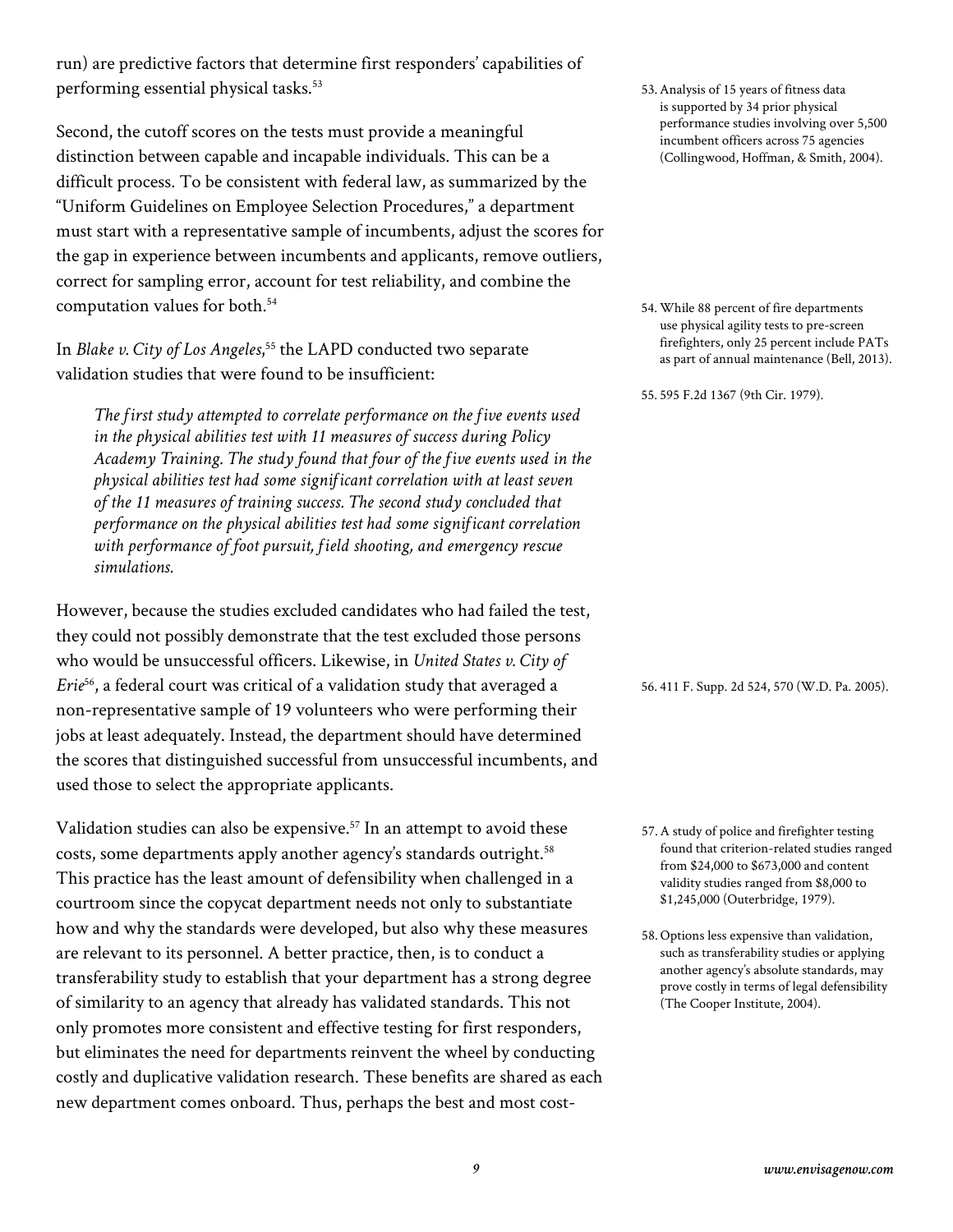run) are predictive factors that determine first responders' capabilities of performing essential physical tasks.[53]

Second, the cutoff scores on the tests must provide a meaningful distinction between capable and incapable individuals. This can be a difficult process. To be consistent with federal law, as summarized by the "Uniform Guidelines on Employee Selection Procedures," a department must start with a representative sample of incumbents, adjust the scores for the gap in experience between incumbents and applicants, remove outliers, correct for sampling error, account for test reliability, and combine the computation values for both.[54]

In *Blake v. City of Los Angeles*,[55] the LAPD conducted two separate validation studies that were found to be insufficient:

> *The first study attempted to correlate performance on the five events used in the physical abilities test with 11 measures of success during Policy Academy Training. The study found that four of the five events used in the physical abilities test had some significant correlation with at least seven of the 11 measures of training success. The second study concluded that performance on the physical abilities test had some significant correlation with performance of foot pursuit, field shooting, and emergency rescue simulations.*

However, because the studies excluded candidates who had failed the test, they could not possibly demonstrate that the test excluded those persons who would be unsuccessful officers. Likewise, in *United States v. City of Erie*[56], a federal court was critical of a validation study that averaged a non-representative sample of 19 volunteers who were performing their jobs at least adequately. Instead, the department should have determined the scores that distinguished successful from unsuccessful incumbents, and used those to select the appropriate applicants.

Validation studies can also be expensive.[57] In an attempt to avoid these costs, some departments apply another agency's standards outright.[58] This practice has the least amount of defensibility when challenged in a courtroom since the copycat department needs not only to substantiate how and why the standards were developed, but also why these measures are relevant to its personnel. A better practice, then, is to conduct a transferability study to establish that your department has a strong degree of similarity to an agency that already has validated standards. This not only promotes more consistent and effective testing for first responders, but eliminates the need for departments reinvent the wheel by conducting costly and duplicative validation research. These benefits are shared as each new department comes onboard. Thus, perhaps the best and most cost-

53. Analysis of 15 years of fitness data is supported by 34 prior physical performance studies involving over 5,500 incumbent officers across 75 agencies (Collingwood, Hoffman, & Smith, 2004).

54. While 88 percent of fire departments use physical agility tests to pre-screen firefighters, only 25 percent include PATs as part of annual maintenance (Bell, 2013).

55. 595 F.2d 1367 (9th Cir. 1979).

56. 411 F. Supp. 2d 524, 570 (W.D. Pa. 2005).

57. A study of police and firefighter testing found that criterion-related studies ranged from $24,000 to $673,000 and content validity studies ranged from $8,000 to $1,245,000 (Outerbridge, 1979).

58. Options less expensive than validation, such as transferability studies or applying another agency's absolute standards, may prove costly in terms of legal defensibility (The Cooper Institute, 2004).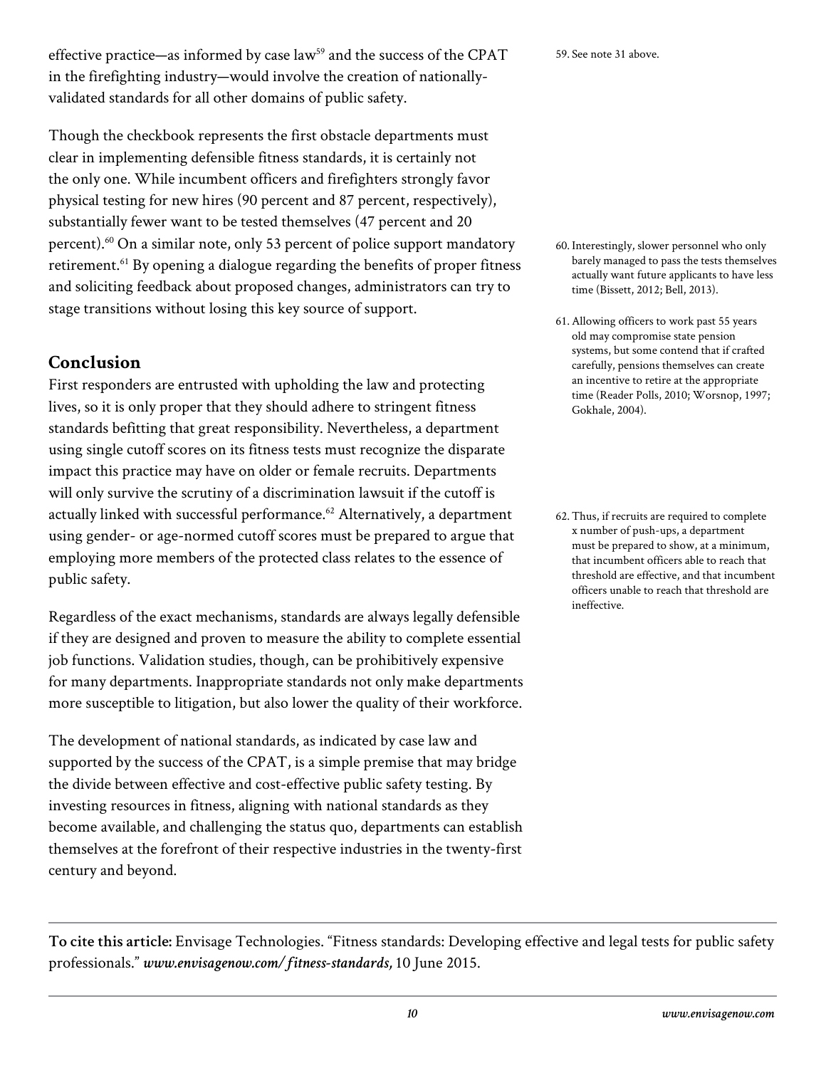effective practice—as informed by case law[59] and the success of the CPAT in the firefighting industry—would involve the creation of nationally-validated standards for all other domains of public safety.

Though the checkbook represents the first obstacle departments must clear in implementing defensible fitness standards, it is certainly not the only one. While incumbent officers and firefighters strongly favor physical testing for new hires (90 percent and 87 percent, respectively), substantially fewer want to be tested themselves (47 percent and 20 percent).[60] On a similar note, only 53 percent of police support mandatory retirement.[61] By opening a dialogue regarding the benefits of proper fitness and soliciting feedback about proposed changes, administrators can try to stage transitions without losing this key source of support.

## Conclusion

First responders are entrusted with upholding the law and protecting lives, so it is only proper that they should adhere to stringent fitness standards befitting that great responsibility. Nevertheless, a department using single cutoff scores on its fitness tests must recognize the disparate impact this practice may have on older or female recruits. Departments will only survive the scrutiny of a discrimination lawsuit if the cutoff is actually linked with successful performance.[62] Alternatively, a department using gender- or age-normed cutoff scores must be prepared to argue that employing more members of the protected class relates to the essence of public safety.

Regardless of the exact mechanisms, standards are always legally defensible if they are designed and proven to measure the ability to complete essential job functions. Validation studies, though, can be prohibitively expensive for many departments. Inappropriate standards not only make departments more susceptible to litigation, but also lower the quality of their workforce.

The development of national standards, as indicated by case law and supported by the success of the CPAT, is a simple premise that may bridge the divide between effective and cost-effective public safety testing. By investing resources in fitness, aligning with national standards as they become available, and challenging the status quo, departments can establish themselves at the forefront of their respective industries in the twenty-first century and beyond.

59. See note 31 above.

60. Interestingly, slower personnel who only barely managed to pass the tests themselves actually want future applicants to have less time (Bissett, 2012; Bell, 2013).

61. Allowing officers to work past 55 years old may compromise state pension systems, but some contend that if crafted carefully, pensions themselves can create an incentive to retire at the appropriate time (Reader Polls, 2010; Worsnop, 1997; Gokhale, 2004).

62. Thus, if recruits are required to complete x number of push-ups, a department must be prepared to show, at a minimum, that incumbent officers able to reach that threshold are effective, and that incumbent officers unable to reach that threshold are ineffective.

---

**To cite this article:** Envisage Technologies. "Fitness standards: Developing effective and legal tests for public safety professionals." ***www.envisagenow.com/ fitness-standards,*** 10 June 2015.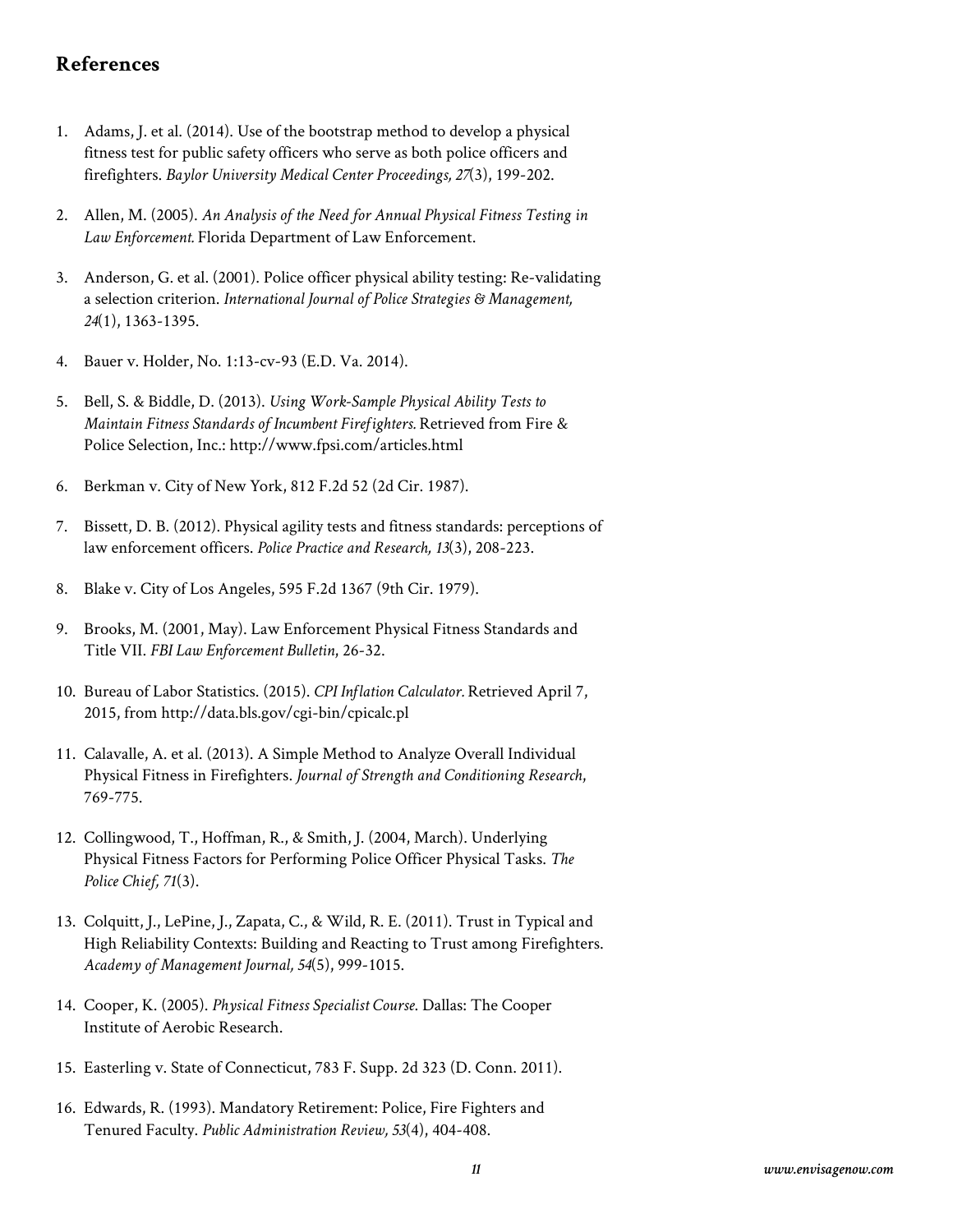## References

1. Adams, J. et al. (2014). Use of the bootstrap method to develop a physical fitness test for public safety officers who serve as both police officers and firefighters. *Baylor University Medical Center Proceedings, 27*(3), 199-202.

2. Allen, M. (2005). *An Analysis of the Need for Annual Physical Fitness Testing in Law Enforcement.* Florida Department of Law Enforcement.

3. Anderson, G. et al. (2001). Police officer physical ability testing: Re-validating a selection criterion. *International Journal of Police Strategies & Management, 24*(1), 1363-1395.

4. Bauer v. Holder, No. 1:13-cv-93 (E.D. Va. 2014).

5. Bell, S. & Biddle, D. (2013). *Using Work-Sample Physical Ability Tests to Maintain Fitness Standards of Incumbent Firefighters.* Retrieved from Fire & Police Selection, Inc.: http://www.fpsi.com/articles.html

6. Berkman v. City of New York, 812 F.2d 52 (2d Cir. 1987).

7. Bissett, D. B. (2012). Physical agility tests and fitness standards: perceptions of law enforcement officers. *Police Practice and Research, 13*(3), 208-223.

8. Blake v. City of Los Angeles, 595 F.2d 1367 (9th Cir. 1979).

9. Brooks, M. (2001, May). Law Enforcement Physical Fitness Standards and Title VII. *FBI Law Enforcement Bulletin*, 26-32.

10. Bureau of Labor Statistics. (2015). *CPI Inflation Calculator.* Retrieved April 7, 2015, from http://data.bls.gov/cgi-bin/cpicalc.pl

11. Calavalle, A. et al. (2013). A Simple Method to Analyze Overall Individual Physical Fitness in Firefighters. *Journal of Strength and Conditioning Research*, 769-775.

12. Collingwood, T., Hoffman, R., & Smith, J. (2004, March). Underlying Physical Fitness Factors for Performing Police Officer Physical Tasks. *The Police Chief, 71*(3).

13. Colquitt, J., LePine, J., Zapata, C., & Wild, R. E. (2011). Trust in Typical and High Reliability Contexts: Building and Reacting to Trust among Firefighters. *Academy of Management Journal, 54*(5), 999-1015.

14. Cooper, K. (2005). *Physical Fitness Specialist Course.* Dallas: The Cooper Institute of Aerobic Research.

15. Easterling v. State of Connecticut, 783 F. Supp. 2d 323 (D. Conn. 2011).

16. Edwards, R. (1993). Mandatory Retirement: Police, Fire Fighters and Tenured Faculty. *Public Administration Review, 53*(4), 404-408.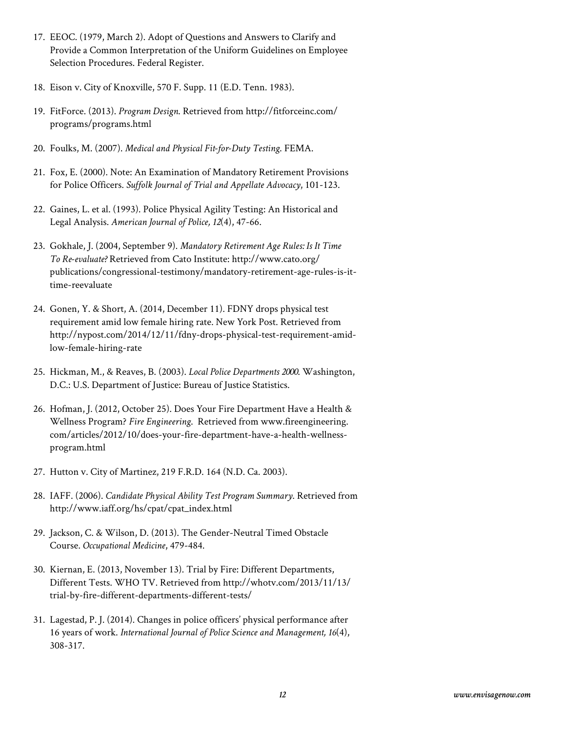17. EEOC. (1979, March 2). Adopt of Questions and Answers to Clarify and Provide a Common Interpretation of the Uniform Guidelines on Employee Selection Procedures. Federal Register.

18. Eison v. City of Knoxville, 570 F. Supp. 11 (E.D. Tenn. 1983).

19. FitForce. (2013). *Program Design*. Retrieved from http://fitforceinc.com/programs/programs.html

20. Foulks, M. (2007). *Medical and Physical Fit-for-Duty Testing*. FEMA.

21. Fox, E. (2000). Note: An Examination of Mandatory Retirement Provisions for Police Officers. *Suffolk Journal of Trial and Appellate Advocacy*, 101-123.

22. Gaines, L. et al. (1993). Police Physical Agility Testing: An Historical and Legal Analysis. *American Journal of Police, 12*(4), 47-66.

23. Gokhale, J. (2004, September 9). *Mandatory Retirement Age Rules: Is It Time To Re-evaluate?* Retrieved from Cato Institute: http://www.cato.org/publications/congressional-testimony/mandatory-retirement-age-rules-is-it-time-reevaluate

24. Gonen, Y. & Short, A. (2014, December 11). FDNY drops physical test requirement amid low female hiring rate. New York Post. Retrieved from http://nypost.com/2014/12/11/fdny-drops-physical-test-requirement-amid-low-female-hiring-rate

25. Hickman, M., & Reaves, B. (2003). *Local Police Departments 2000*. Washington, D.C.: U.S. Department of Justice: Bureau of Justice Statistics.

26. Hofman, J. (2012, October 25). Does Your Fire Department Have a Health & Wellness Program? *Fire Engineering*. Retrieved from www.fireengineering.com/articles/2012/10/does-your-fire-department-have-a-health-wellness-program.html

27. Hutton v. City of Martinez, 219 F.R.D. 164 (N.D. Ca. 2003).

28. IAFF. (2006). *Candidate Physical Ability Test Program Summary*. Retrieved from http://www.iaff.org/hs/cpat/cpat_index.html

29. Jackson, C. & Wilson, D. (2013). The Gender-Neutral Timed Obstacle Course. *Occupational Medicine*, 479-484.

30. Kiernan, E. (2013, November 13). Trial by Fire: Different Departments, Different Tests. WHO TV. Retrieved from http://whotv.com/2013/11/13/trial-by-fire-different-departments-different-tests/

31. Lagestad, P. J. (2014). Changes in police officers' physical performance after 16 years of work. *International Journal of Police Science and Management, 16*(4), 308-317.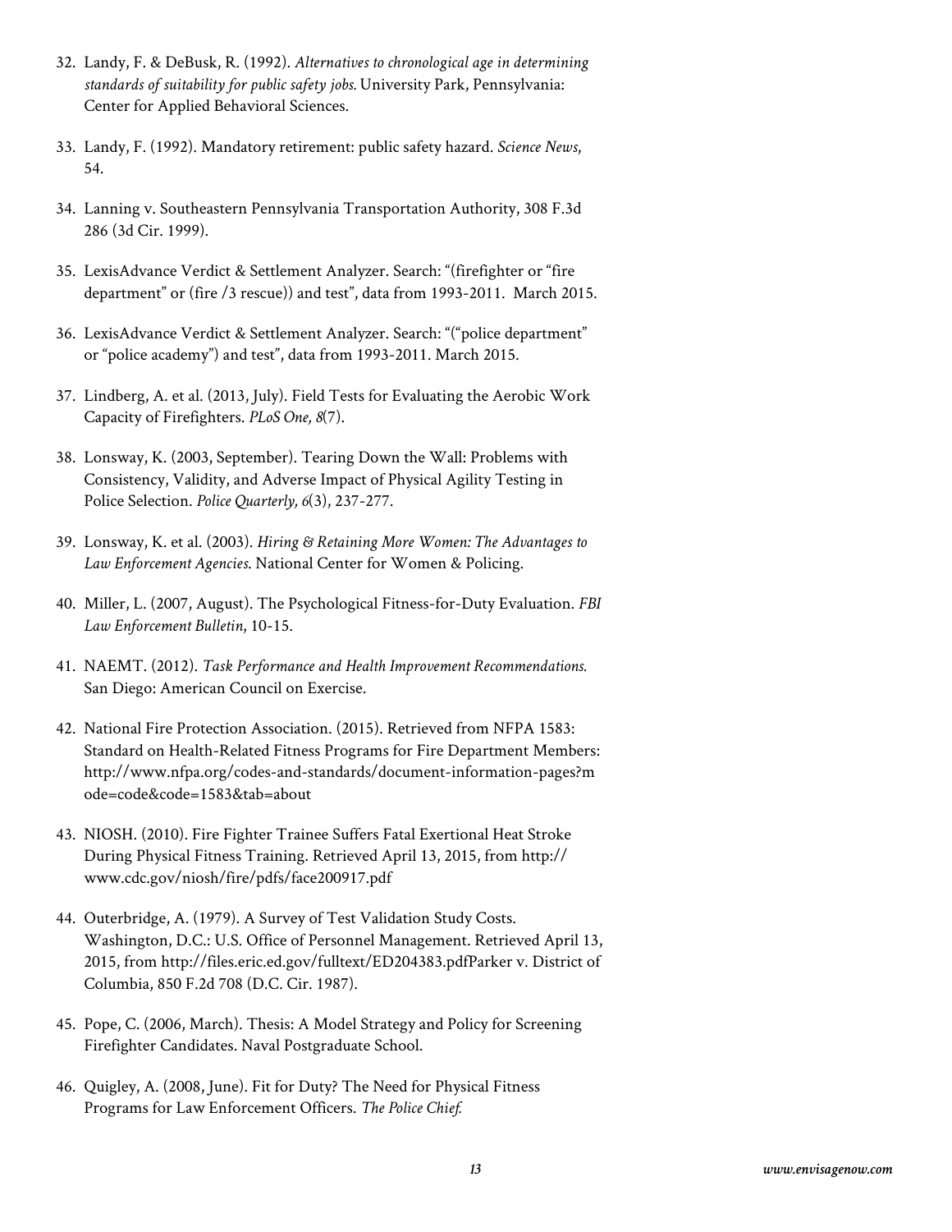32. Landy, F. & DeBusk, R. (1992). *Alternatives to chronological age in determining standards of suitability for public safety jobs.* University Park, Pennsylvania: Center for Applied Behavioral Sciences.

33. Landy, F. (1992). Mandatory retirement: public safety hazard. *Science News*, 54.

34. Lanning v. Southeastern Pennsylvania Transportation Authority, 308 F.3d 286 (3d Cir. 1999).

35. LexisAdvance Verdict & Settlement Analyzer. Search: "(firefighter or "fire department" or (fire /3 rescue)) and test", data from 1993-2011. March 2015.

36. LexisAdvance Verdict & Settlement Analyzer. Search: "("police department" or "police academy") and test", data from 1993-2011. March 2015.

37. Lindberg, A. et al. (2013, July). Field Tests for Evaluating the Aerobic Work Capacity of Firefighters. *PLoS One, 8*(7).

38. Lonsway, K. (2003, September). Tearing Down the Wall: Problems with Consistency, Validity, and Adverse Impact of Physical Agility Testing in Police Selection. *Police Quarterly, 6*(3), 237-277.

39. Lonsway, K. et al. (2003). *Hiring & Retaining More Women: The Advantages to Law Enforcement Agencies.* National Center for Women & Policing.

40. Miller, L. (2007, August). The Psychological Fitness-for-Duty Evaluation. *FBI Law Enforcement Bulletin*, 10-15.

41. NAEMT. (2012). *Task Performance and Health Improvement Recommendations.* San Diego: American Council on Exercise.

42. National Fire Protection Association. (2015). Retrieved from NFPA 1583: Standard on Health-Related Fitness Programs for Fire Department Members: http://www.nfpa.org/codes-and-standards/document-information-pages?mode=code&code=1583&tab=about

43. NIOSH. (2010). Fire Fighter Trainee Suffers Fatal Exertional Heat Stroke During Physical Fitness Training. Retrieved April 13, 2015, from http://www.cdc.gov/niosh/fire/pdfs/face200917.pdf

44. Outerbridge, A. (1979). A Survey of Test Validation Study Costs. Washington, D.C.: U.S. Office of Personnel Management. Retrieved April 13, 2015, from http://files.eric.ed.gov/fulltext/ED204383.pdfParker v. District of Columbia, 850 F.2d 708 (D.C. Cir. 1987).

45. Pope, C. (2006, March). Thesis: A Model Strategy and Policy for Screening Firefighter Candidates. Naval Postgraduate School.

46. Quigley, A. (2008, June). Fit for Duty? The Need for Physical Fitness Programs for Law Enforcement Officers. *The Police Chief.*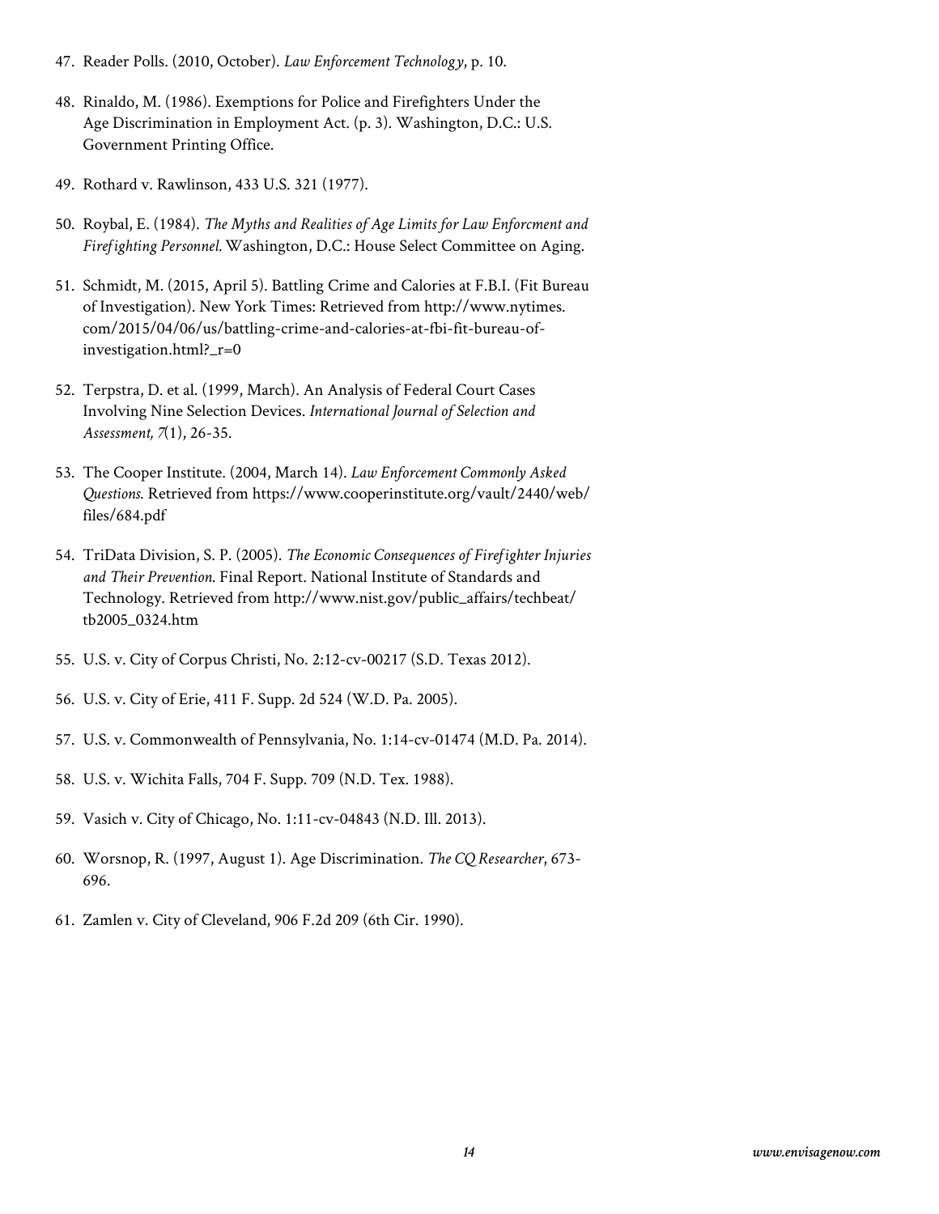47. Reader Polls. (2010, October). *Law Enforcement Technology*, p. 10.

48. Rinaldo, M. (1986). Exemptions for Police and Firefighters Under the Age Discrimination in Employment Act. (p. 3). Washington, D.C.: U.S. Government Printing Office.

49. Rothard v. Rawlinson, 433 U.S. 321 (1977).

50. Roybal, E. (1984). *The Myths and Realities of Age Limits for Law Enforcment and Firefighting Personnel.* Washington, D.C.: House Select Committee on Aging.

51. Schmidt, M. (2015, April 5). Battling Crime and Calories at F.B.I. (Fit Bureau of Investigation). New York Times: Retrieved from http://www.nytimes.com/2015/04/06/us/battling-crime-and-calories-at-fbi-fit-bureau-of-investigation.html?_r=0

52. Terpstra, D. et al. (1999, March). An Analysis of Federal Court Cases Involving Nine Selection Devices. *International Journal of Selection and Assessment, 7*(1), 26-35.

53. The Cooper Institute. (2004, March 14). *Law Enforcement Commonly Asked Questions.* Retrieved from https://www.cooperinstitute.org/vault/2440/web/files/684.pdf

54. TriData Division, S. P. (2005). *The Economic Consequences of Firefighter Injuries and Their Prevention.* Final Report. National Institute of Standards and Technology. Retrieved from http://www.nist.gov/public_affairs/techbeat/tb2005_0324.htm

55. U.S. v. City of Corpus Christi, No. 2:12-cv-00217 (S.D. Texas 2012).

56. U.S. v. City of Erie, 411 F. Supp. 2d 524 (W.D. Pa. 2005).

57. U.S. v. Commonwealth of Pennsylvania, No. 1:14-cv-01474 (M.D. Pa. 2014).

58. U.S. v. Wichita Falls, 704 F. Supp. 709 (N.D. Tex. 1988).

59. Vasich v. City of Chicago, No. 1:11-cv-04843 (N.D. Ill. 2013).

60. Worsnop, R. (1997, August 1). Age Discrimination. *The CQ Researcher*, 673-696.

61. Zamlen v. City of Cleveland, 906 F.2d 209 (6th Cir. 1990).